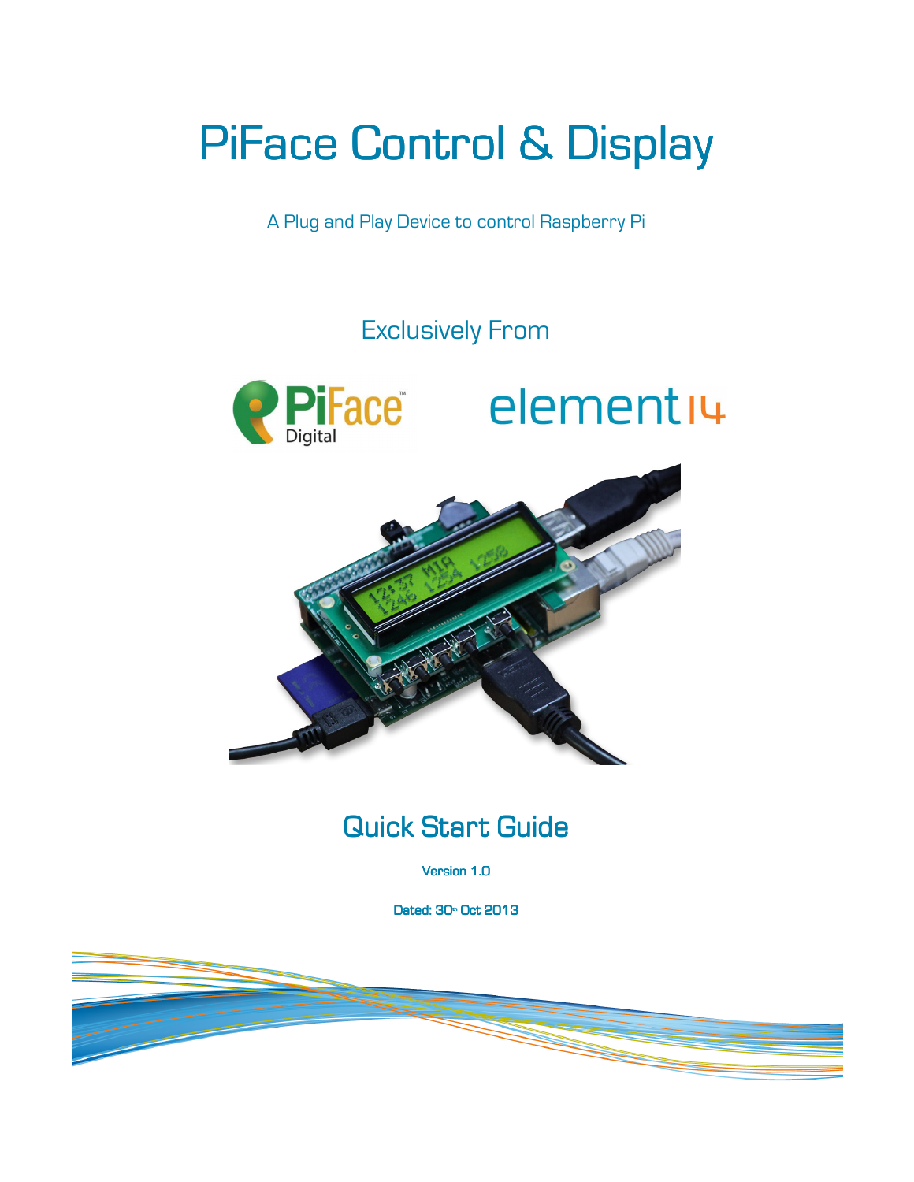# PiFace Control & Display

A Plug and Play Device to control Raspberry Pi

Exclusively From

## Quick Start Guide

**Version 1.0**

**Dated: 30th Oct 2013**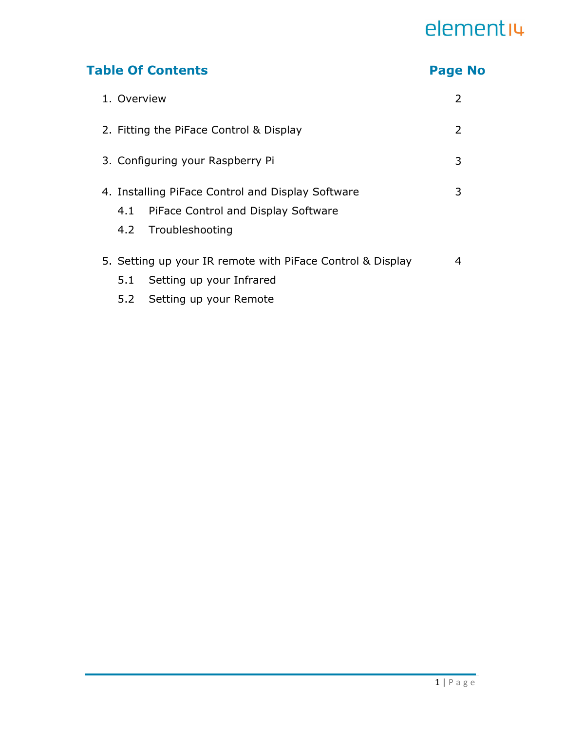## Table Of Contents

| | Page No |
|---|---|
| 1. Overview | 2 |
| 2. Fitting the PiFace Control & Display | 2 |
| 3. Configuring your Raspberry Pi | 3 |
| 4. Installing PiFace Control and Display Software | 3 |
| 4.1 PiFace Control and Display Software | |
| 4.2 Troubleshooting | |
| 5. Setting up your IR remote with PiFace Control & Display | 4 |
| 5.1 Setting up your Infrared | |
| 5.2 Setting up your Remote | |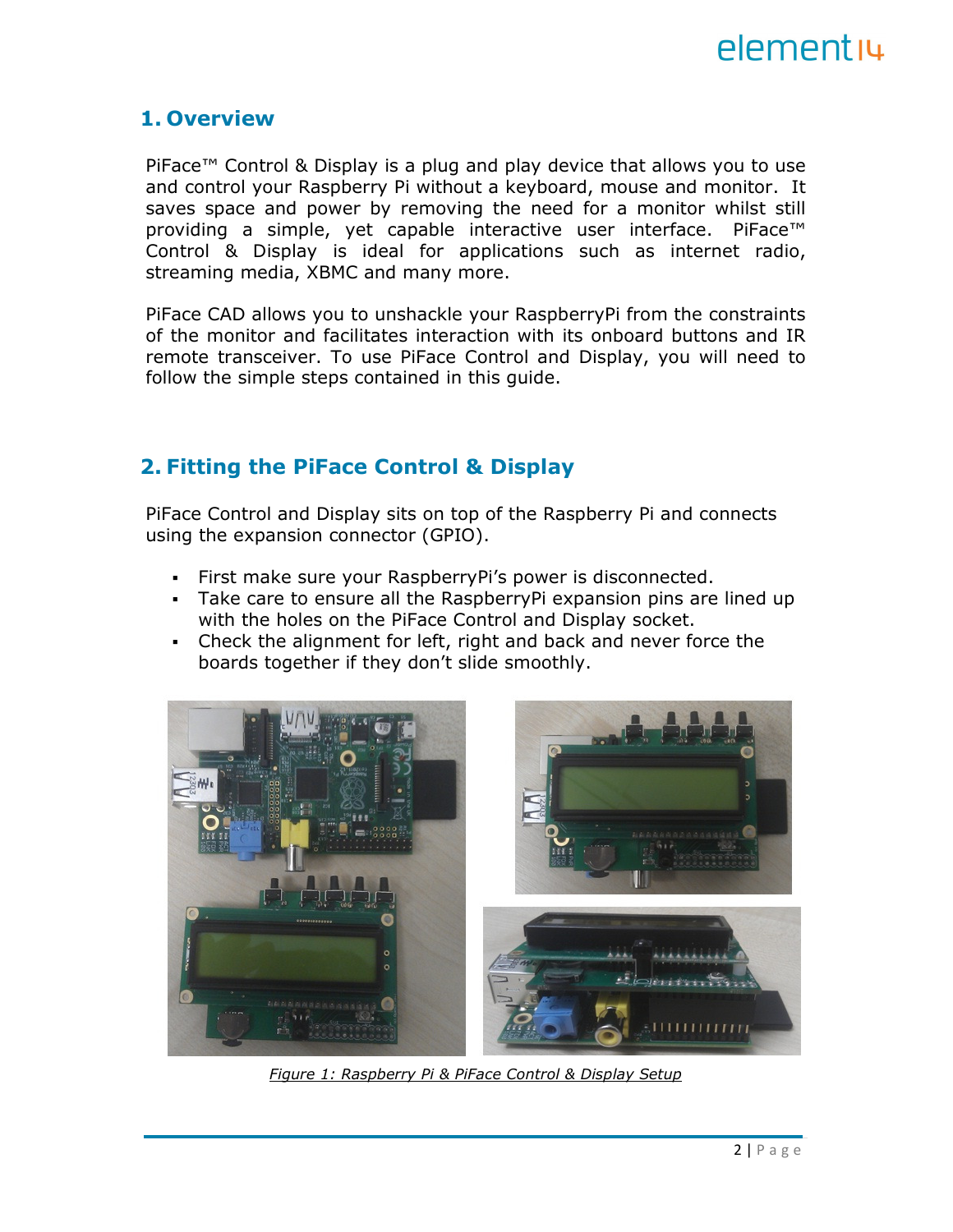## 1. Overview

PiFace™ Control & Display is a plug and play device that allows you to use and control your Raspberry Pi without a keyboard, mouse and monitor. It saves space and power by removing the need for a monitor whilst still providing a simple, yet capable interactive user interface. PiFace™ Control & Display is ideal for applications such as internet radio, streaming media, XBMC and many more.

PiFace CAD allows you to unshackle your RaspberryPi from the constraints of the monitor and facilitates interaction with its onboard buttons and IR remote transceiver. To use PiFace Control and Display, you will need to follow the simple steps contained in this guide.

## 2. Fitting the PiFace Control & Display

PiFace Control and Display sits on top of the Raspberry Pi and connects using the expansion connector (GPIO).

- First make sure your RaspberryPi's power is disconnected.
- Take care to ensure all the RaspberryPi expansion pins are lined up with the holes on the PiFace Control and Display socket.
- Check the alignment for left, right and back and never force the boards together if they don't slide smoothly.

*Figure 1: Raspberry Pi & PiFace Control & Display Setup*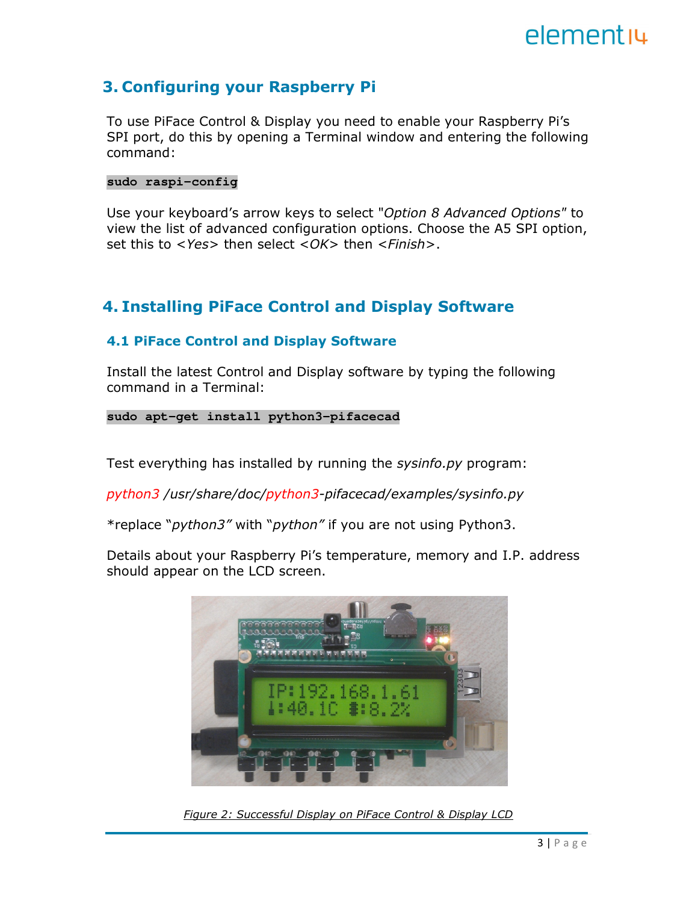## 3. Configuring your Raspberry Pi

To use PiFace Control & Display you need to enable your Raspberry Pi's SPI port, do this by opening a Terminal window and entering the following command:

```
sudo raspi-config
```

Use your keyboard's arrow keys to select "*Option 8 Advanced Options*" to view the list of advanced configuration options. Choose the A5 SPI option, set this to <*Yes*> then select <*OK*> then <*Finish*>.

## 4. Installing PiFace Control and Display Software

### 4.1 PiFace Control and Display Software

Install the latest Control and Display software by typing the following command in a Terminal:

```
sudo apt-get install python3-pifacecad
```

Test everything has installed by running the *sysinfo.py* program:

*python3 /usr/share/doc/python3-pifacecad/examples/sysinfo.py*

*replace "*python3*" with "*python*" if you are not using Python3.

Details about your Raspberry Pi's temperature, memory and I.P. address should appear on the LCD screen.

*Figure 2: Successful Display on PiFace Control & Display LCD*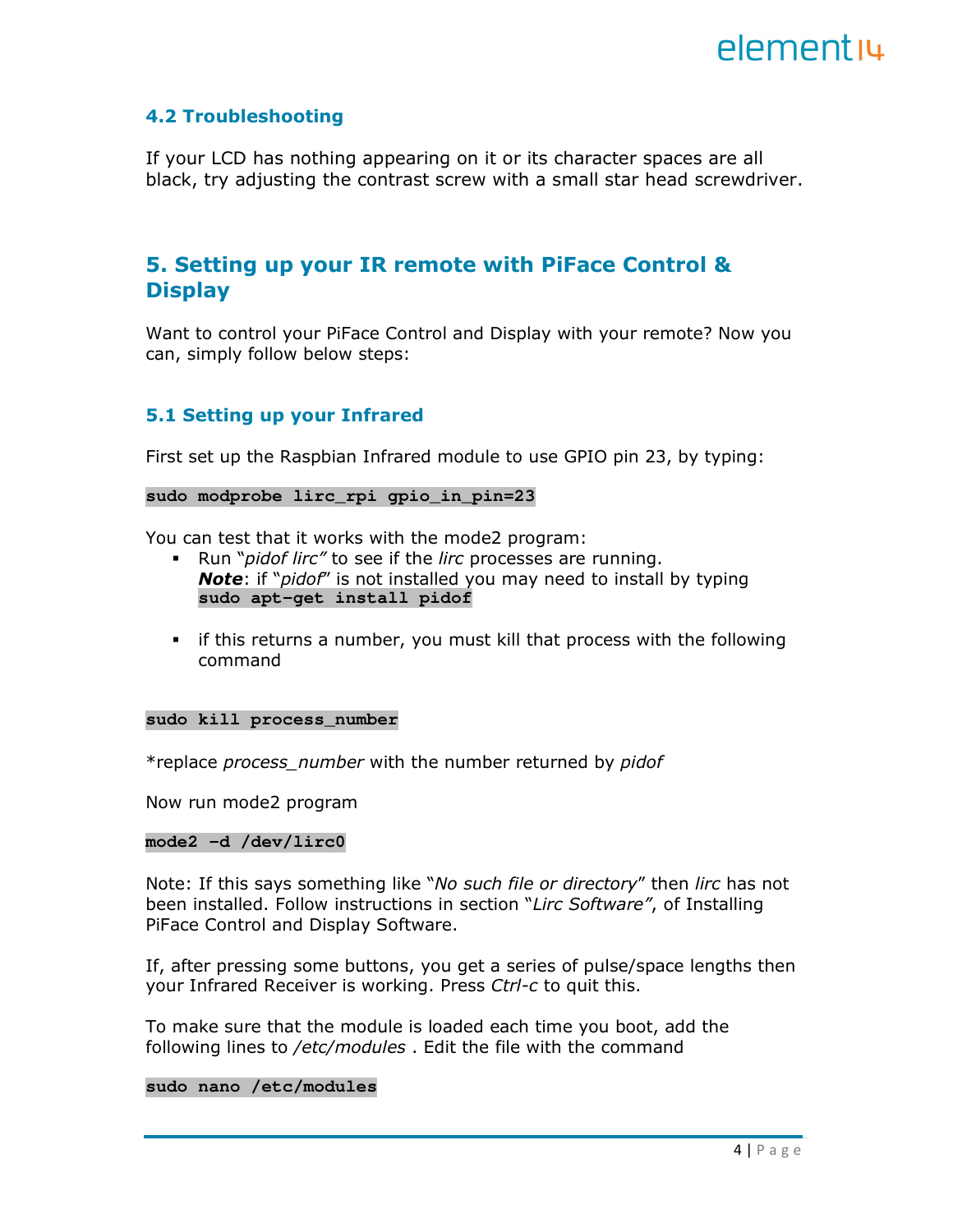### 4.2 Troubleshooting

If your LCD has nothing appearing on it or its character spaces are all black, try adjusting the contrast screw with a small star head screwdriver.

## 5. Setting up your IR remote with PiFace Control & Display

Want to control your PiFace Control and Display with your remote? Now you can, simply follow below steps:

### 5.1 Setting up your Infrared

First set up the Raspbian Infrared module to use GPIO pin 23, by typing:

```
sudo modprobe lirc_rpi gpio_in_pin=23
```

You can test that it works with the mode2 program:

- Run "*pidof lirc"* to see if the *lirc* processes are running.
  ***Note***: if "*pidof*" is not installed you may need to install by typing **`sudo apt-get install pidof`**
- if this returns a number, you must kill that process with the following command

```
sudo kill process_number
```

*replace *process_number* with the number returned by *pidof*

Now run mode2 program

```
mode2 -d /dev/lirc0
```

Note: If this says something like "*No such file or directory*" then *lirc* has not been installed. Follow instructions in section "*Lirc Software"*, of Installing PiFace Control and Display Software.

If, after pressing some buttons, you get a series of pulse/space lengths then your Infrared Receiver is working. Press *Ctrl-c* to quit this.

To make sure that the module is loaded each time you boot, add the following lines to */etc/modules* . Edit the file with the command

```
sudo nano /etc/modules
```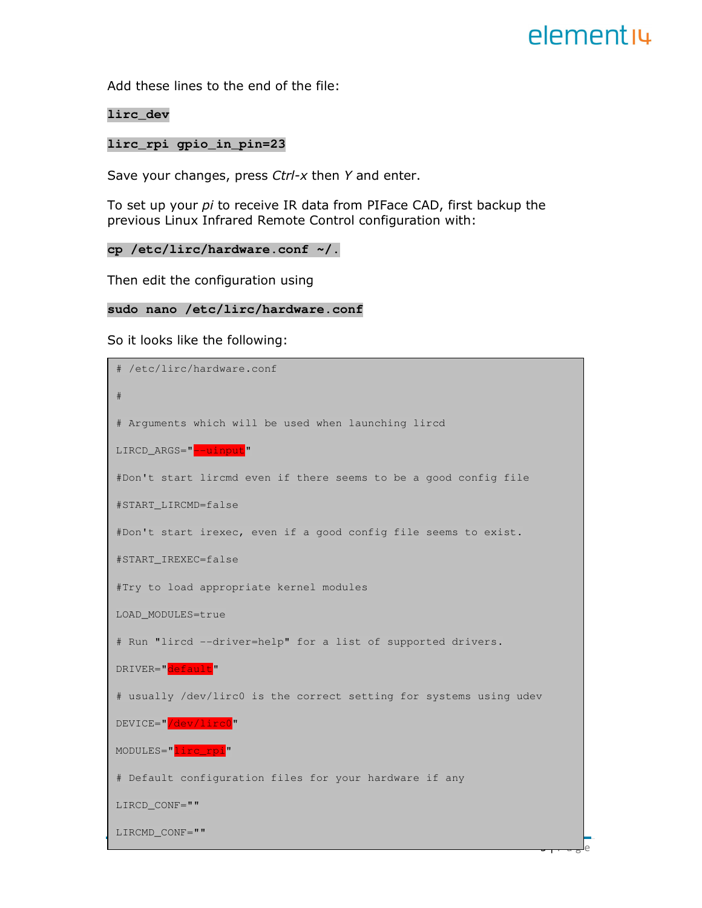Add these lines to the end of the file:

```
lirc_dev
```

```
lirc_rpi gpio_in_pin=23
```

Save your changes, press *Ctrl-x* then *Y* and enter.

To set up your *pi* to receive IR data from PIFace CAD, first backup the previous Linux Infrared Remote Control configuration with:

```
cp /etc/lirc/hardware.conf ~/.
```

Then edit the configuration using

```
sudo nano /etc/lirc/hardware.conf
```

So it looks like the following:

```
# /etc/lirc/hardware.conf

#

# Arguments which will be used when launching lircd

LIRCD_ARGS="--uinput"

#Don't start lircmd even if there seems to be a good config file

#START_LIRCMD=false

#Don't start irexec, even if a good config file seems to exist.

#START_IREXEC=false

#Try to load appropriate kernel modules

LOAD_MODULES=true

# Run "lircd --driver=help" for a list of supported drivers.

DRIVER="default"

# usually /dev/lirc0 is the correct setting for systems using udev

DEVICE="/dev/lirc0"

MODULES="lirc_rpi"

# Default configuration files for your hardware if any

LIRCD_CONF=""

LIRCMD_CONF=""
```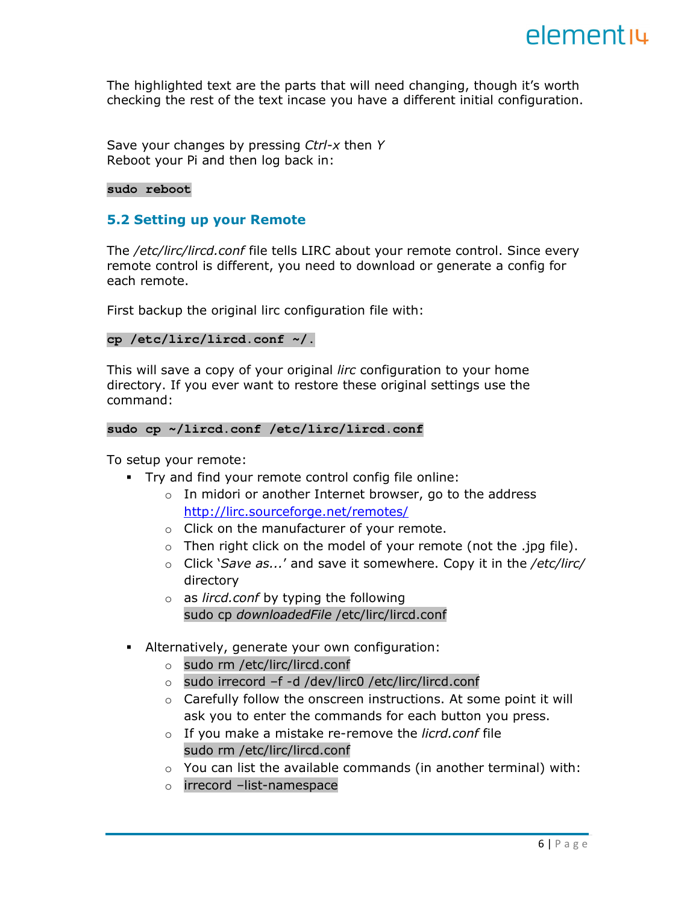The highlighted text are the parts that will need changing, though it's worth checking the rest of the text incase you have a different initial configuration.

Save your changes by pressing *Ctrl-x* then *Y*
Reboot your Pi and then log back in:

```
sudo reboot
```

### 5.2 Setting up your Remote

The */etc/lirc/lircd.conf* file tells LIRC about your remote control. Since every remote control is different, you need to download or generate a config for each remote.

First backup the original lirc configuration file with:

```
cp /etc/lirc/lircd.conf ~/.
```

This will save a copy of your original *lirc* configuration to your home directory. If you ever want to restore these original settings use the command:

```
sudo cp ~/lircd.conf /etc/lirc/lircd.conf
```

To setup your remote:

- Try and find your remote control config file online:
  - In midori or another Internet browser, go to the address http://lirc.sourceforge.net/remotes/
  - Click on the manufacturer of your remote.
  - Then right click on the model of your remote (not the .jpg file).
  - Click '*Save as...*' and save it somewhere. Copy it in the */etc/lirc/* directory
  - as *lircd.conf* by typing the following
    `sudo cp downloadedFile /etc/lirc/lircd.conf`

- Alternatively, generate your own configuration:
  - `sudo rm /etc/lirc/lircd.conf`
  - `sudo irrecord –f -d /dev/lirc0 /etc/lirc/lircd.conf`
  - Carefully follow the onscreen instructions. At some point it will ask you to enter the commands for each button you press.
  - If you make a mistake re-remove the *licrd.conf* file
    `sudo rm /etc/lirc/lircd.conf`
  - You can list the available commands (in another terminal) with:
  - `irrecord –list-namespace`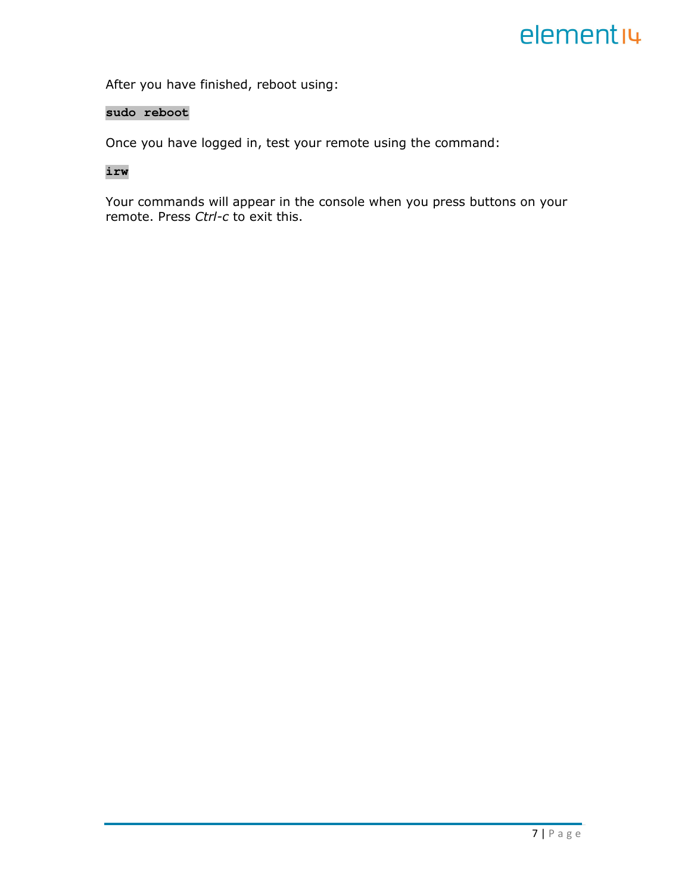After you have finished, reboot using:

```
sudo reboot
```

Once you have logged in, test your remote using the command:

```
irw
```

Your commands will appear in the console when you press buttons on your remote. Press *Ctrl-c* to exit this.